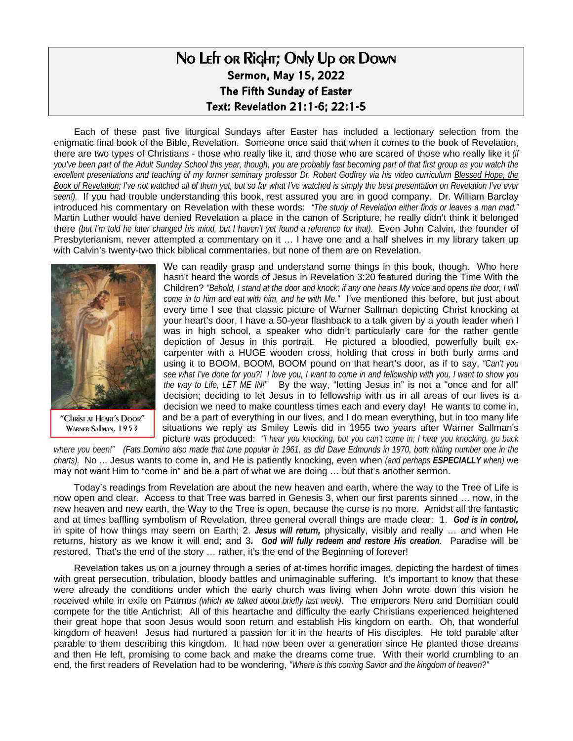# No Left or Right; Only Up or Down

**Sermon, May 15, 2022**

**The Fifth Sunday of Easter**

**Text: Revelation 21:1-6; 22:1-5**

Each of these past five liturgical Sundays after Easter has included a lectionary selection from the enigmatic final book of the Bible, Revelation. Someone once said that when it comes to the book of Revelation, there are two types of Christians - those who really like it, and those who are scared of those who really like it *(if you've been part of the Adult Sunday School this year, though, you are probably fast becoming part of that first group as you watch the excellent presentations and teaching of my former seminary professor Dr. Robert Godfrey via his video curriculum Blessed Hope, the Book of Revelation; I've not watched all of them yet, but so far what I've watched is simply the best presentation on Revelation I've ever seen!).* If you had trouble understanding this book, rest assured you are in good company. Dr. William Barclay introduced his commentary on Revelation with these words: *"The study of Revelation either finds or leaves a man mad."* Martin Luther would have denied Revelation a place in the canon of Scripture; he really didn't think it belonged there *(but I'm told he later changed his mind, but I haven't yet found a reference for that).* Even John Calvin, the founder of Presbyterianism, never attempted a commentary on it … I have one and a half shelves in my library taken up with Calvin's twenty-two thick biblical commentaries, but none of them are on Revelation.

"Christ at Heart's Door"
Warner Sallman, 1953

We can readily grasp and understand some things in this book, though. Who here hasn't heard the words of Jesus in Revelation 3:20 featured during the Time With the Children? *"Behold, I stand at the door and knock; if any one hears My voice and opens the door, I will come in to him and eat with him, and he with Me."* I've mentioned this before, but just about every time I see that classic picture of Warner Sallman depicting Christ knocking at your heart's door, I have a 50-year flashback to a talk given by a youth leader when I was in high school, a speaker who didn't particularly care for the rather gentle depiction of Jesus in this portrait. He pictured a bloodied, powerfully built ex-carpenter with a HUGE wooden cross, holding that cross in both burly arms and using it to BOOM, BOOM, BOOM pound on that heart's door, as if to say, *"Can't you see what I've done for you?! I love you, I want to come in and fellowship with you, I want to show you the way to Life, LET ME IN!"* By the way, "letting Jesus in" is not a "once and for all" decision; deciding to let Jesus in to fellowship with us in all areas of our lives is a decision we need to make countless times each and every day! He wants to come in, and be a part of everything in our lives, and I do mean everything, but in too many life situations we reply as Smiley Lewis did in 1955 two years after Warner Sallman's picture was produced: *"I hear you knocking, but you can't come in; I hear you knocking, go back where you been!"* *(Fats Domino also made that tune popular in 1961, as did Dave Edmunds in 1970, both hitting number one in the charts).* No ... Jesus wants to come in, and He is patiently knocking, even when *(and perhaps **ESPECIALLY** when)* we may not want Him to "come in" and be a part of what we are doing … but that's another sermon.

Today's readings from Revelation are about the new heaven and earth, where the way to the Tree of Life is now open and clear. Access to that Tree was barred in Genesis 3, when our first parents sinned … now, in the new heaven and new earth, the Way to the Tree is open, because the curse is no more. Amidst all the fantastic and at times baffling symbolism of Revelation, three general overall things are made clear: 1. ***God is in control,*** in spite of how things may seem on Earth; 2. ***Jesus will return,*** physically, visibly and really … and when He returns, history as we know it will end; and 3***. God will fully redeem and restore His creation***. Paradise will be restored. That's the end of the story … rather, it's the end of the Beginning of forever!

Revelation takes us on a journey through a series of at-times horrific images, depicting the hardest of times with great persecution, tribulation, bloody battles and unimaginable suffering. It's important to know that these were already the conditions under which the early church was living when John wrote down this vision he received while in exile on Patmos *(which we talked about briefly last week)*. The emperors Nero and Domitian could compete for the title Antichrist. All of this heartache and difficulty the early Christians experienced heightened their great hope that soon Jesus would soon return and establish His kingdom on earth. Oh, that wonderful kingdom of heaven! Jesus had nurtured a passion for it in the hearts of His disciples. He told parable after parable to them describing this kingdom. It had now been over a generation since He planted those dreams and then He left, promising to come back and make the dreams come true. With their world crumbling to an end, the first readers of Revelation had to be wondering, *"Where is this coming Savior and the kingdom of heaven?"*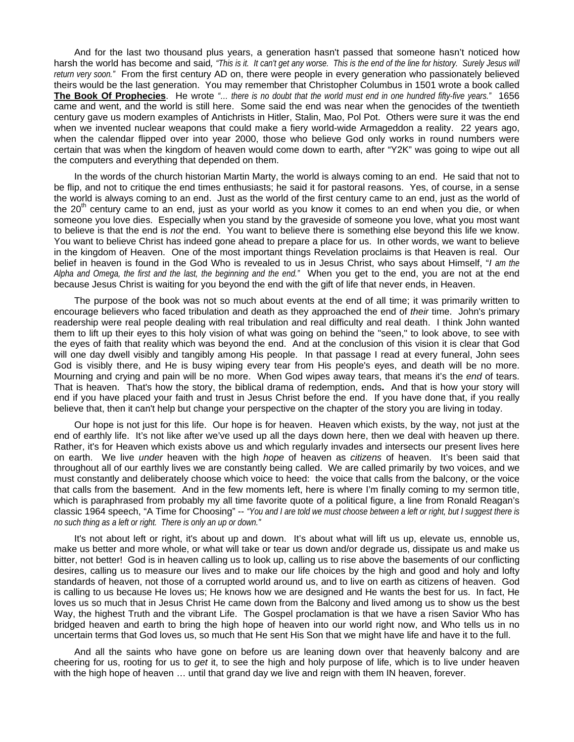And for the last two thousand plus years, a generation hasn't passed that someone hasn't noticed how harsh the world has become and said, *"This is it. It can't get any worse. This is the end of the line for history. Surely Jesus will return very soon."* From the first century AD on, there were people in every generation who passionately believed theirs would be the last generation. You may remember that Christopher Columbus in 1501 wrote a book called **The Book Of Prophecies**. He wrote *"… there is no doubt that the world must end in one hundred fifty-five years."* 1656 came and went, and the world is still here. Some said the end was near when the genocides of the twentieth century gave us modern examples of Antichrists in Hitler, Stalin, Mao, Pol Pot. Others were sure it was the end when we invented nuclear weapons that could make a fiery world-wide Armageddon a reality. 22 years ago, when the calendar flipped over into year 2000, those who believe God only works in round numbers were certain that was when the kingdom of heaven would come down to earth, after "Y2K" was going to wipe out all the computers and everything that depended on them.

In the words of the church historian Martin Marty, the world is always coming to an end. He said that not to be flip, and not to critique the end times enthusiasts; he said it for pastoral reasons. Yes, of course, in a sense the world is always coming to an end. Just as the world of the first century came to an end, just as the world of the 20th century came to an end, just as your world as you know it comes to an end when you die, or when someone you love dies. Especially when you stand by the graveside of someone you love, what you most want to believe is that the end is *not* the end. You want to believe there is something else beyond this life we know. You want to believe Christ has indeed gone ahead to prepare a place for us. In other words, we want to believe in the kingdom of Heaven. One of the most important things Revelation proclaims is that Heaven is real. Our belief in heaven is found in the God Who is revealed to us in Jesus Christ, who says about Himself, "*I am the Alpha and Omega, the first and the last, the beginning and the end."* When you get to the end, you are not at the end because Jesus Christ is waiting for you beyond the end with the gift of life that never ends, in Heaven.

The purpose of the book was not so much about events at the end of all time; it was primarily written to encourage believers who faced tribulation and death as they approached the end of *their* time. John's primary readership were real people dealing with real tribulation and real difficulty and real death. I think John wanted them to lift up their eyes to this holy vision of what was going on behind the "seen," to look above, to see with the eyes of faith that reality which was beyond the end. And at the conclusion of this vision it is clear that God will one day dwell visibly and tangibly among His people. In that passage I read at every funeral, John sees God is visibly there, and He is busy wiping every tear from His people's eyes, and death will be no more. Mourning and crying and pain will be no more. When God wipes away tears, that means it's the *end* of tears. That is heaven. That's how the story, the biblical drama of redemption, ends**.** And that is how your story will end if you have placed your faith and trust in Jesus Christ before the end. If you have done that, if you really believe that, then it can't help but change your perspective on the chapter of the story you are living in today.

Our hope is not just for this life. Our hope is for heaven. Heaven which exists, by the way, not just at the end of earthly life. It's not like after we've used up all the days down here, then we deal with heaven up there. Rather, it's for Heaven which exists above us and which regularly invades and intersects our present lives here on earth. We live *under* heaven with the high *hope* of heaven as *citizens* of heaven. It's been said that throughout all of our earthly lives we are constantly being called. We are called primarily by two voices, and we must constantly and deliberately choose which voice to heed: the voice that calls from the balcony, or the voice that calls from the basement. And in the few moments left, here is where I'm finally coming to my sermon title, which is paraphrased from probably my all time favorite quote of a political figure, a line from Ronald Reagan's classic 1964 speech, "A Time for Choosing" -- *"You and I are told we must choose between a left or right, but I suggest there is no such thing as a left or right. There is only an up or down."*

It's not about left or right, it's about up and down. It's about what will lift us up, elevate us, ennoble us, make us better and more whole, or what will take or tear us down and/or degrade us, dissipate us and make us bitter, not better! God is in heaven calling us to look up, calling us to rise above the basements of our conflicting desires, calling us to measure our lives and to make our life choices by the high and good and holy and lofty standards of heaven, not those of a corrupted world around us, and to live on earth as citizens of heaven. God is calling to us because He loves us; He knows how we are designed and He wants the best for us. In fact, He loves us so much that in Jesus Christ He came down from the Balcony and lived among us to show us the best Way, the highest Truth and the vibrant Life. The Gospel proclamation is that we have a risen Savior Who has bridged heaven and earth to bring the high hope of heaven into our world right now, and Who tells us in no uncertain terms that God loves us, so much that He sent His Son that we might have life and have it to the full.

And all the saints who have gone on before us are leaning down over that heavenly balcony and are cheering for us, rooting for us to *get* it, to see the high and holy purpose of life, which is to live under heaven with the high hope of heaven … until that grand day we live and reign with them IN heaven, forever.